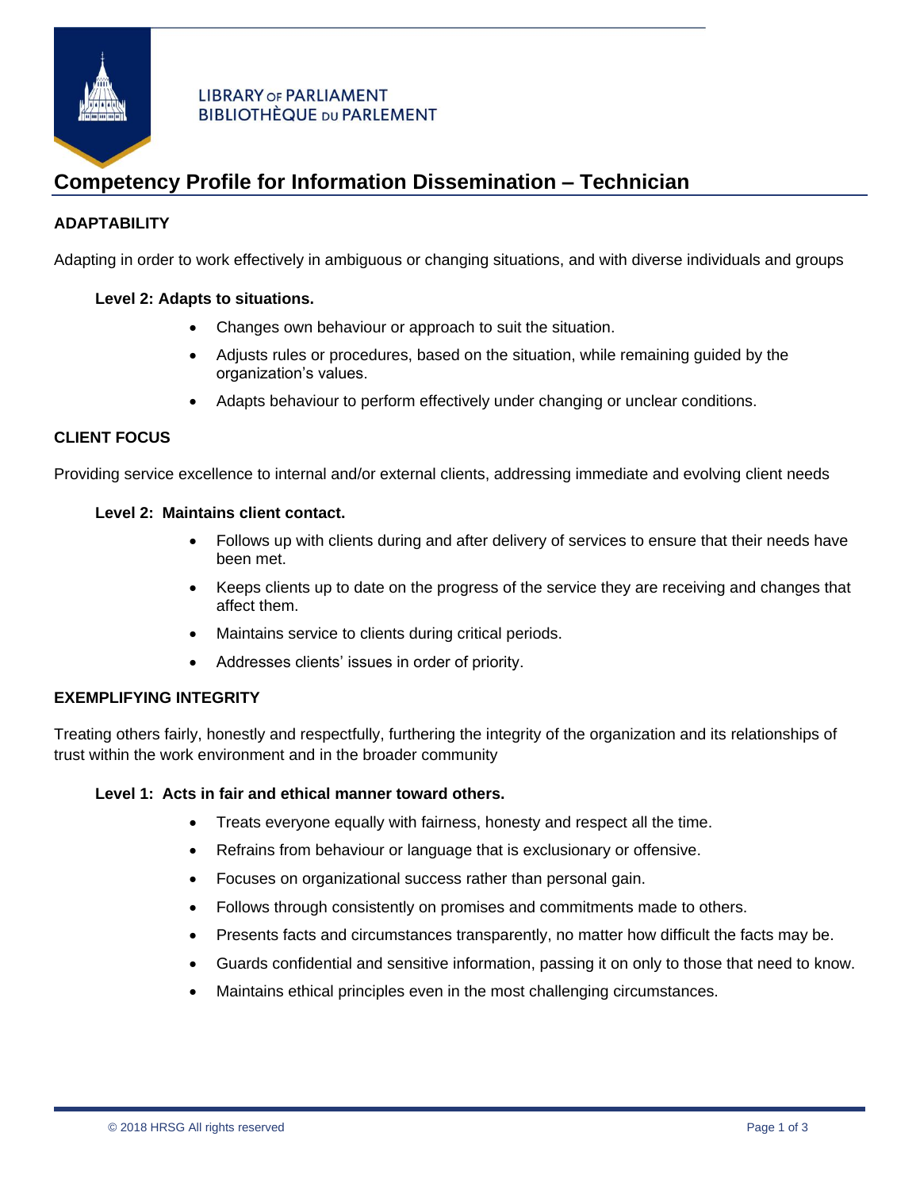LIBRARY OF PARLIAMENT
BIBLIOTHÈQUE DU PARLEMENT

# Competency Profile for Information Dissemination – Technician

## ADAPTABILITY

Adapting in order to work effectively in ambiguous or changing situations, and with diverse individuals and groups

### Level 2: Adapts to situations.

- Changes own behaviour or approach to suit the situation.
- Adjusts rules or procedures, based on the situation, while remaining guided by the organization's values.
- Adapts behaviour to perform effectively under changing or unclear conditions.

## CLIENT FOCUS

Providing service excellence to internal and/or external clients, addressing immediate and evolving client needs

### Level 2: Maintains client contact.

- Follows up with clients during and after delivery of services to ensure that their needs have been met.
- Keeps clients up to date on the progress of the service they are receiving and changes that affect them.
- Maintains service to clients during critical periods.
- Addresses clients' issues in order of priority.

## EXEMPLIFYING INTEGRITY

Treating others fairly, honestly and respectfully, furthering the integrity of the organization and its relationships of trust within the work environment and in the broader community

### Level 1: Acts in fair and ethical manner toward others.

- Treats everyone equally with fairness, honesty and respect all the time.
- Refrains from behaviour or language that is exclusionary or offensive.
- Focuses on organizational success rather than personal gain.
- Follows through consistently on promises and commitments made to others.
- Presents facts and circumstances transparently, no matter how difficult the facts may be.
- Guards confidential and sensitive information, passing it on only to those that need to know.
- Maintains ethical principles even in the most challenging circumstances.

© 2018 HRSG All rights reserved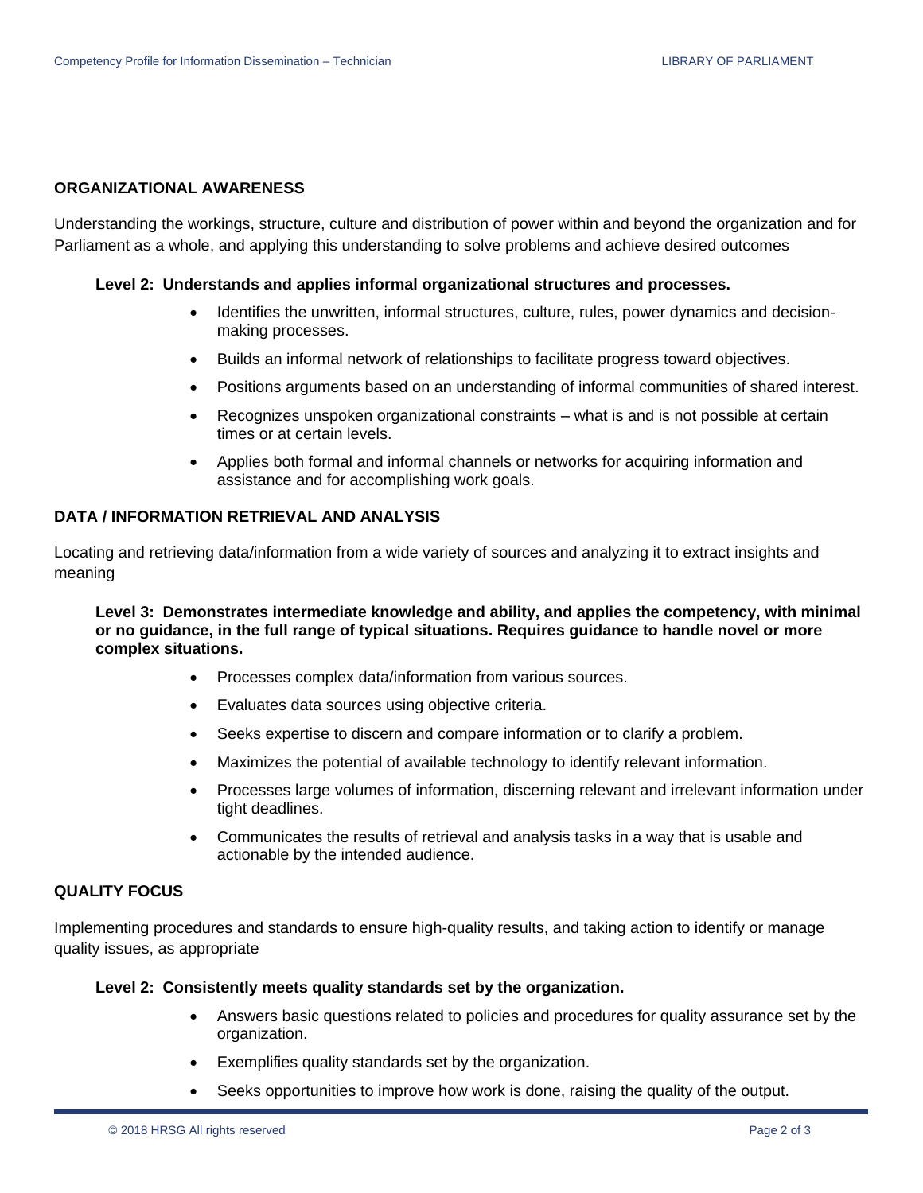## ORGANIZATIONAL AWARENESS

Understanding the workings, structure, culture and distribution of power within and beyond the organization and for Parliament as a whole, and applying this understanding to solve problems and achieve desired outcomes

**Level 2: Understands and applies informal organizational structures and processes.**

- Identifies the unwritten, informal structures, culture, rules, power dynamics and decision-making processes.
- Builds an informal network of relationships to facilitate progress toward objectives.
- Positions arguments based on an understanding of informal communities of shared interest.
- Recognizes unspoken organizational constraints – what is and is not possible at certain times or at certain levels.
- Applies both formal and informal channels or networks for acquiring information and assistance and for accomplishing work goals.

## DATA / INFORMATION RETRIEVAL AND ANALYSIS

Locating and retrieving data/information from a wide variety of sources and analyzing it to extract insights and meaning

**Level 3: Demonstrates intermediate knowledge and ability, and applies the competency, with minimal or no guidance, in the full range of typical situations. Requires guidance to handle novel or more complex situations.**

- Processes complex data/information from various sources.
- Evaluates data sources using objective criteria.
- Seeks expertise to discern and compare information or to clarify a problem.
- Maximizes the potential of available technology to identify relevant information.
- Processes large volumes of information, discerning relevant and irrelevant information under tight deadlines.
- Communicates the results of retrieval and analysis tasks in a way that is usable and actionable by the intended audience.

## QUALITY FOCUS

Implementing procedures and standards to ensure high-quality results, and taking action to identify or manage quality issues, as appropriate

**Level 2: Consistently meets quality standards set by the organization.**

- Answers basic questions related to policies and procedures for quality assurance set by the organization.
- Exemplifies quality standards set by the organization.
- Seeks opportunities to improve how work is done, raising the quality of the output.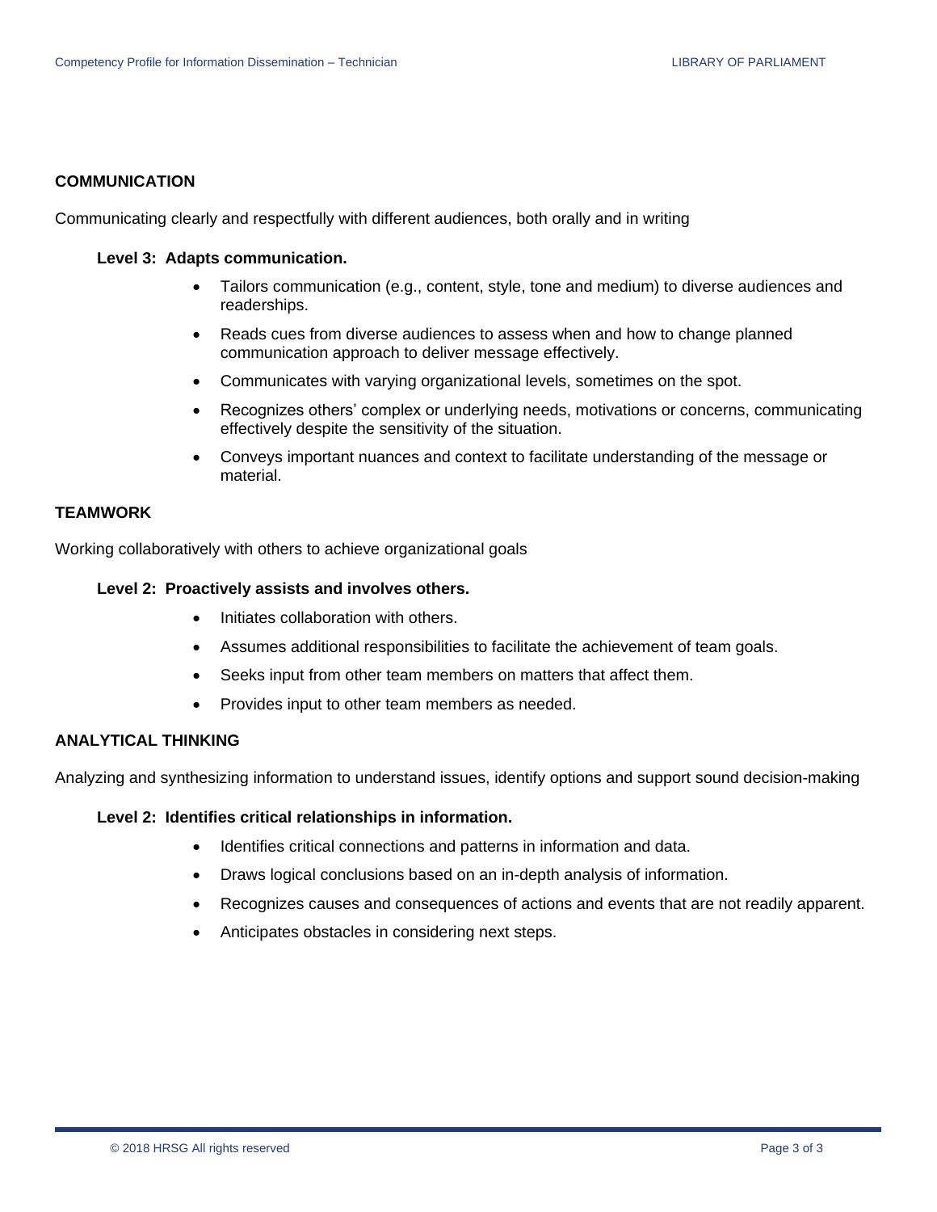## COMMUNICATION

Communicating clearly and respectfully with different audiences, both orally and in writing

### Level 3: Adapts communication.

- Tailors communication (e.g., content, style, tone and medium) to diverse audiences and readerships.
- Reads cues from diverse audiences to assess when and how to change planned communication approach to deliver message effectively.
- Communicates with varying organizational levels, sometimes on the spot.
- Recognizes others' complex or underlying needs, motivations or concerns, communicating effectively despite the sensitivity of the situation.
- Conveys important nuances and context to facilitate understanding of the message or material.

## TEAMWORK

Working collaboratively with others to achieve organizational goals

### Level 2: Proactively assists and involves others.

- Initiates collaboration with others.
- Assumes additional responsibilities to facilitate the achievement of team goals.
- Seeks input from other team members on matters that affect them.
- Provides input to other team members as needed.

## ANALYTICAL THINKING

Analyzing and synthesizing information to understand issues, identify options and support sound decision-making

### Level 2: Identifies critical relationships in information.

- Identifies critical connections and patterns in information and data.
- Draws logical conclusions based on an in-depth analysis of information.
- Recognizes causes and consequences of actions and events that are not readily apparent.
- Anticipates obstacles in considering next steps.

© 2018 HRSG All rights reserved